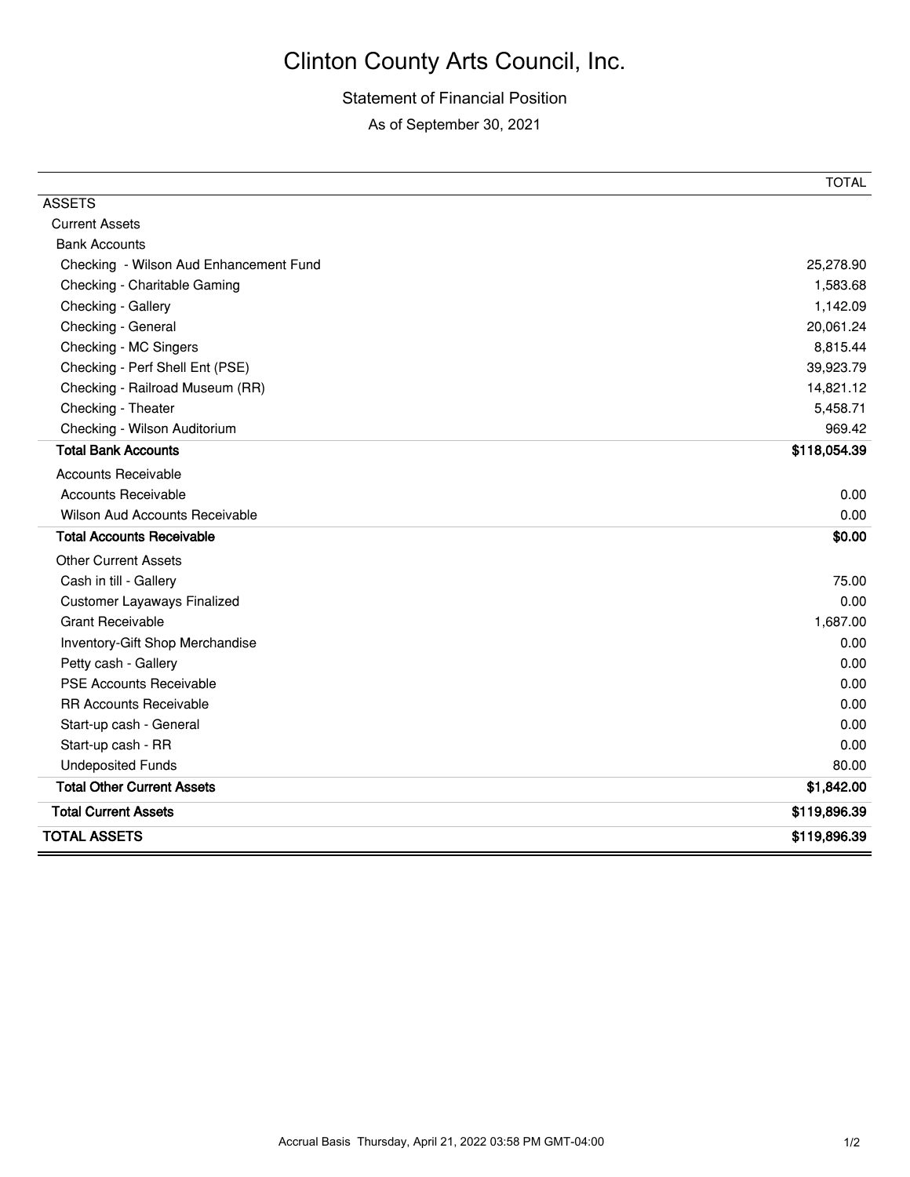# Clinton County Arts Council, Inc.

## Statement of Financial Position

As of September 30, 2021

| | TOTAL |
|---|---|
| ASSETS | |
| Current Assets | |
| Bank Accounts | |
| Checking - Wilson Aud Enhancement Fund | 25,278.90 |
| Checking - Charitable Gaming | 1,583.68 |
| Checking - Gallery | 1,142.09 |
| Checking - General | 20,061.24 |
| Checking - MC Singers | 8,815.44 |
| Checking - Perf Shell Ent (PSE) | 39,923.79 |
| Checking - Railroad Museum (RR) | 14,821.12 |
| Checking - Theater | 5,458.71 |
| Checking - Wilson Auditorium | 969.42 |
| **Total Bank Accounts** | **$118,054.39** |
| Accounts Receivable | |
| Accounts Receivable | 0.00 |
| Wilson Aud Accounts Receivable | 0.00 |
| **Total Accounts Receivable** | **$0.00** |
| Other Current Assets | |
| Cash in till - Gallery | 75.00 |
| Customer Layaways Finalized | 0.00 |
| Grant Receivable | 1,687.00 |
| Inventory-Gift Shop Merchandise | 0.00 |
| Petty cash - Gallery | 0.00 |
| PSE Accounts Receivable | 0.00 |
| RR Accounts Receivable | 0.00 |
| Start-up cash - General | 0.00 |
| Start-up cash - RR | 0.00 |
| Undeposited Funds | 80.00 |
| **Total Other Current Assets** | **$1,842.00** |
| **Total Current Assets** | **$119,896.39** |
| **TOTAL ASSETS** | **$119,896.39** |

Accrual Basis Thursday, April 21, 2022 03:58 PM GMT-04:00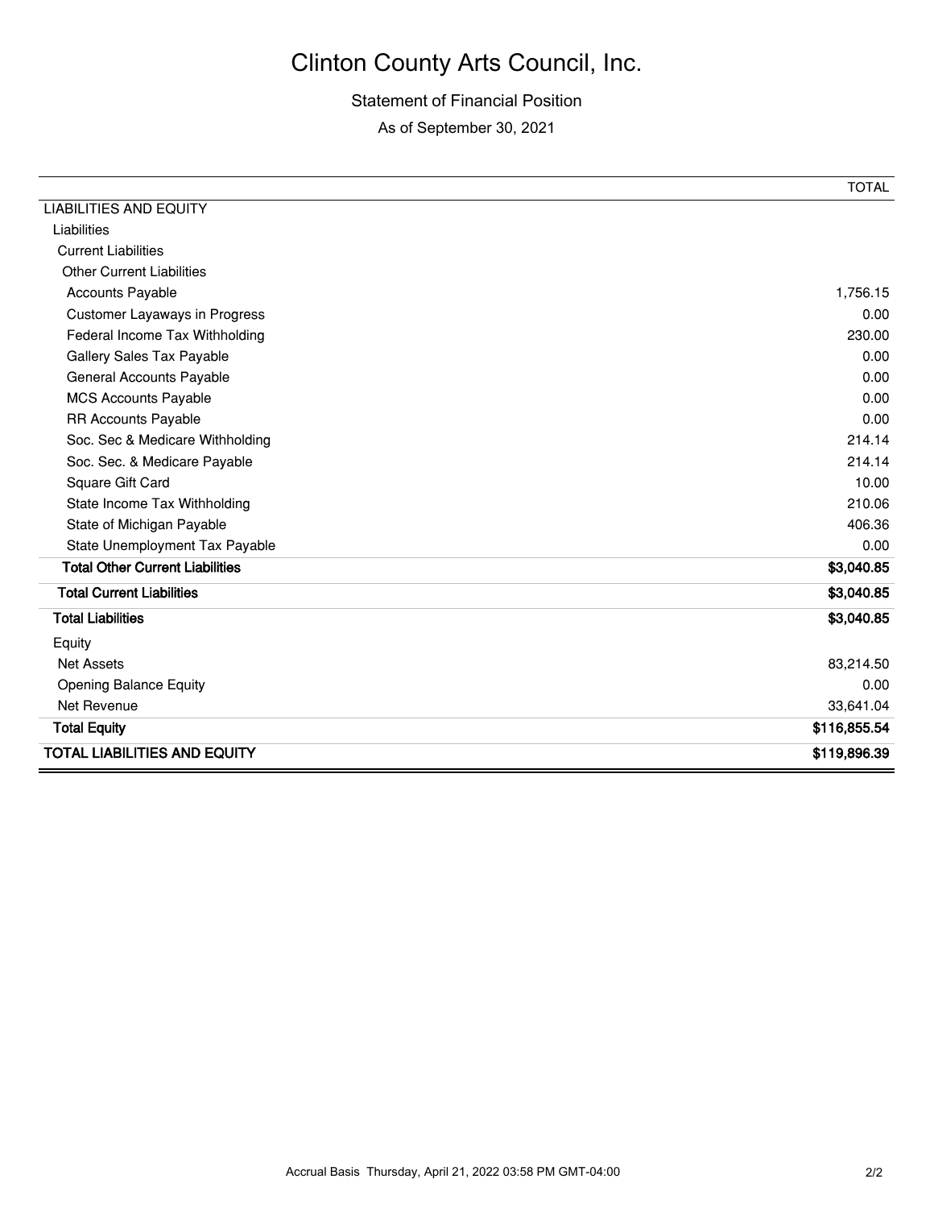# Clinton County Arts Council, Inc.

Statement of Financial Position

As of September 30, 2021

| | TOTAL |
|---|---|
| LIABILITIES AND EQUITY | |
| Liabilities | |
| Current Liabilities | |
| Other Current Liabilities | |
| Accounts Payable | 1,756.15 |
| Customer Layaways in Progress | 0.00 |
| Federal Income Tax Withholding | 230.00 |
| Gallery Sales Tax Payable | 0.00 |
| General Accounts Payable | 0.00 |
| MCS Accounts Payable | 0.00 |
| RR Accounts Payable | 0.00 |
| Soc. Sec & Medicare Withholding | 214.14 |
| Soc. Sec. & Medicare Payable | 214.14 |
| Square Gift Card | 10.00 |
| State Income Tax Withholding | 210.06 |
| State of Michigan Payable | 406.36 |
| State Unemployment Tax Payable | 0.00 |
| **Total Other Current Liabilities** | **$3,040.85** |
| **Total Current Liabilities** | **$3,040.85** |
| **Total Liabilities** | **$3,040.85** |
| Equity | |
| Net Assets | 83,214.50 |
| Opening Balance Equity | 0.00 |
| Net Revenue | 33,641.04 |
| **Total Equity** | **$116,855.54** |
| **TOTAL LIABILITIES AND EQUITY** | **$119,896.39** |

Accrual Basis Thursday, April 21, 2022 03:58 PM GMT-04:00